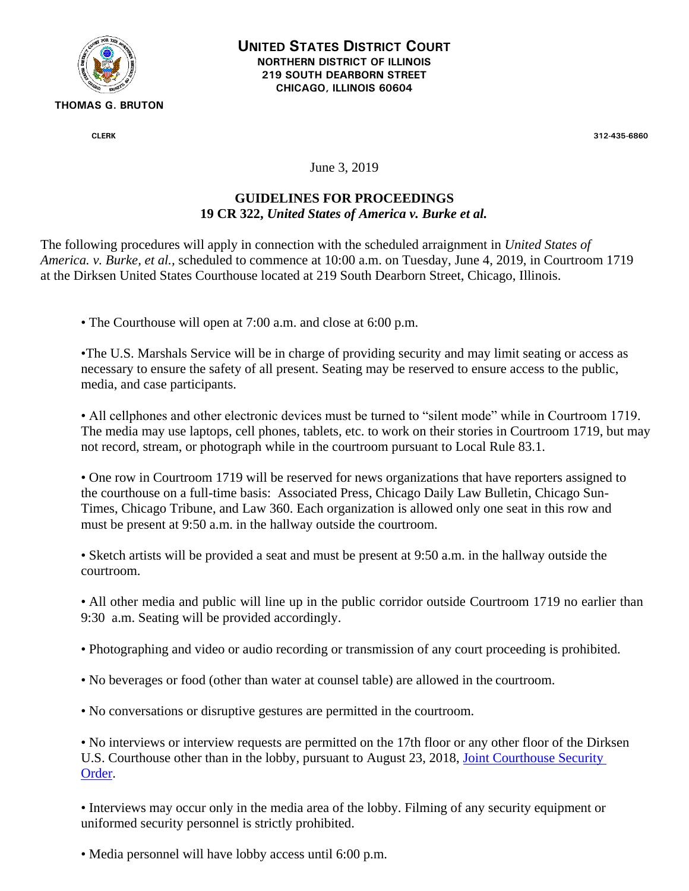**UNITED STATES DISTRICT COURT**
**NORTHERN DISTRICT OF ILLINOIS**
**219 SOUTH DEARBORN STREET**
**CHICAGO, ILLINOIS 60604**

**THOMAS G. BRUTON**

**CLERK** **312-435-6860**

June 3, 2019

## GUIDELINES FOR PROCEEDINGS
## 19 CR 322, *United States of America v. Burke et al.*

The following procedures will apply in connection with the scheduled arraignment in *United States of America. v. Burke, et al.*, scheduled to commence at 10:00 a.m. on Tuesday, June 4, 2019, in Courtroom 1719 at the Dirksen United States Courthouse located at 219 South Dearborn Street, Chicago, Illinois.

- The Courthouse will open at 7:00 a.m. and close at 6:00 p.m.

- The U.S. Marshals Service will be in charge of providing security and may limit seating or access as necessary to ensure the safety of all present. Seating may be reserved to ensure access to the public, media, and case participants.

- All cellphones and other electronic devices must be turned to "silent mode" while in Courtroom 1719. The media may use laptops, cell phones, tablets, etc. to work on their stories in Courtroom 1719, but may not record, stream, or photograph while in the courtroom pursuant to Local Rule 83.1.

- One row in Courtroom 1719 will be reserved for news organizations that have reporters assigned to the courthouse on a full-time basis: Associated Press, Chicago Daily Law Bulletin, Chicago Sun-Times, Chicago Tribune, and Law 360. Each organization is allowed only one seat in this row and must be present at 9:50 a.m. in the hallway outside the courtroom.

- Sketch artists will be provided a seat and must be present at 9:50 a.m. in the hallway outside the courtroom.

- All other media and public will line up in the public corridor outside Courtroom 1719 no earlier than 9:30 a.m. Seating will be provided accordingly.

- Photographing and video or audio recording or transmission of any court proceeding is prohibited.

- No beverages or food (other than water at counsel table) are allowed in the courtroom.

- No conversations or disruptive gestures are permitted in the courtroom.

- No interviews or interview requests are permitted on the 17th floor or any other floor of the Dirksen U.S. Courthouse other than in the lobby, pursuant to August 23, 2018, Joint Courthouse Security Order.

- Interviews may occur only in the media area of the lobby. Filming of any security equipment or uniformed security personnel is strictly prohibited.

- Media personnel will have lobby access until 6:00 p.m.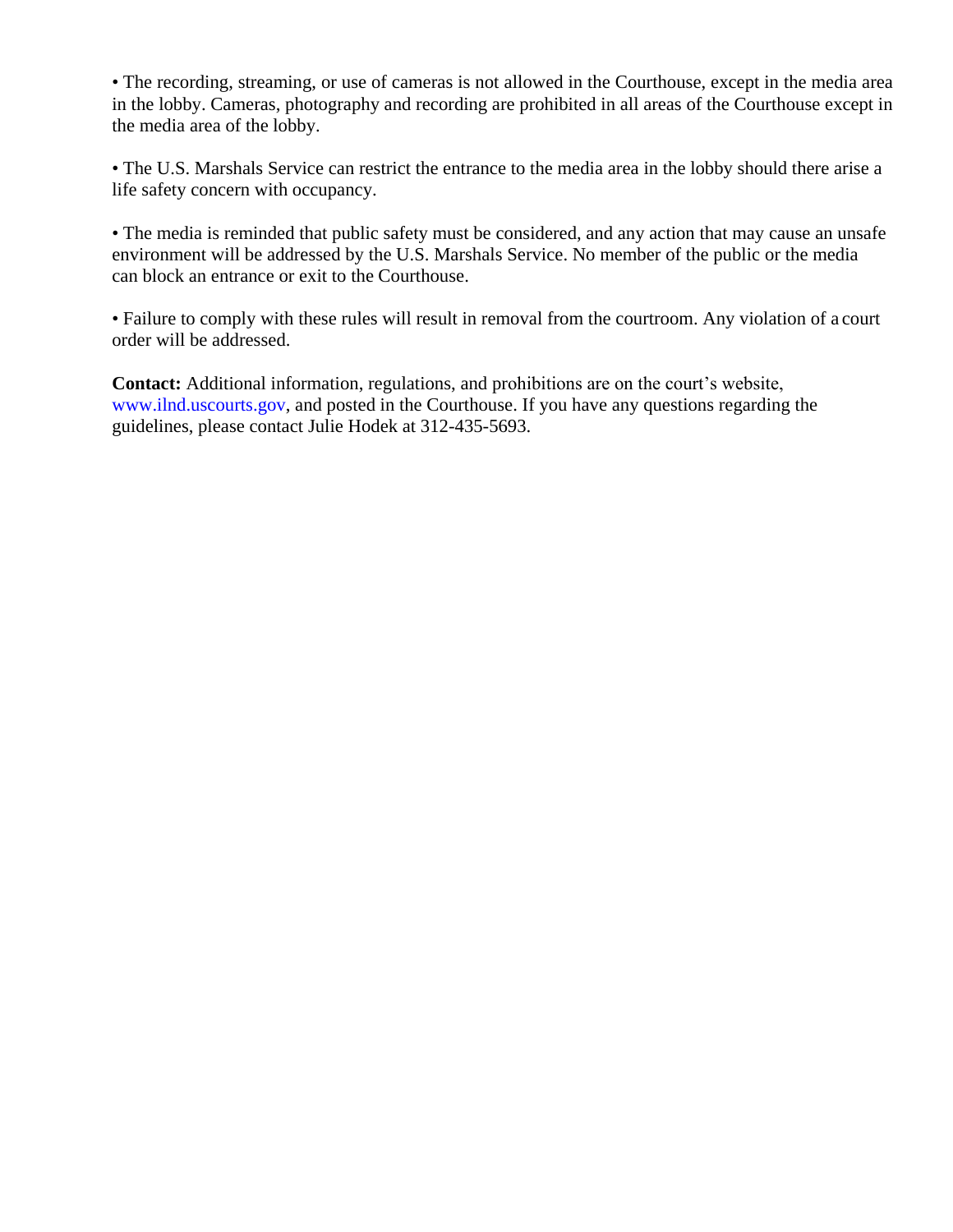- The recording, streaming, or use of cameras is not allowed in the Courthouse, except in the media area in the lobby. Cameras, photography and recording are prohibited in all areas of the Courthouse except in the media area of the lobby.

- The U.S. Marshals Service can restrict the entrance to the media area in the lobby should there arise a life safety concern with occupancy.

- The media is reminded that public safety must be considered, and any action that may cause an unsafe environment will be addressed by the U.S. Marshals Service. No member of the public or the media can block an entrance or exit to the Courthouse.

- Failure to comply with these rules will result in removal from the courtroom. Any violation of a court order will be addressed.

**Contact:** Additional information, regulations, and prohibitions are on the court's website, www.ilnd.uscourts.gov, and posted in the Courthouse. If you have any questions regarding the guidelines, please contact Julie Hodek at 312-435-5693.